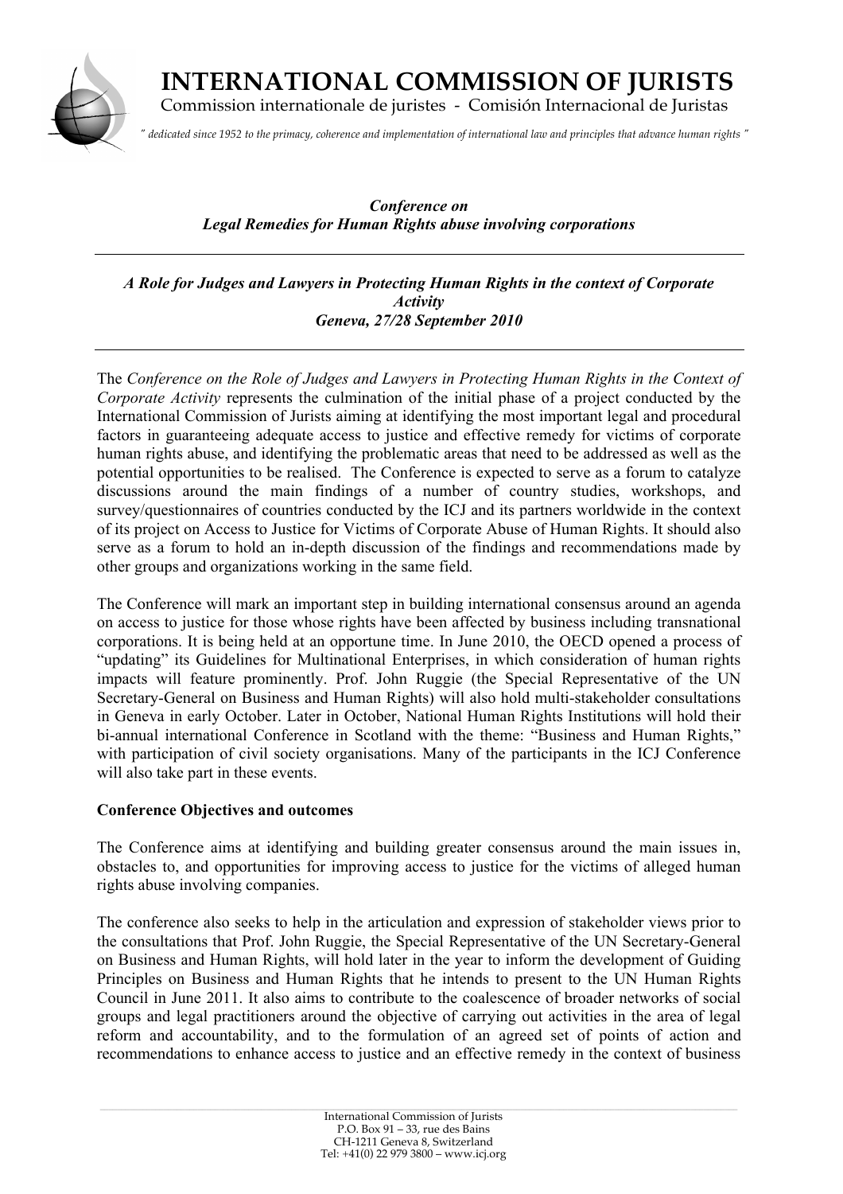# INTERNATIONAL COMMISSION OF JURISTS

Commission internationale de juristes - Comisión Internacional de Juristas

*" dedicated since 1952 to the primacy, coherence and implementation of international law and principles that advance human rights "*

***Conference on***
***Legal Remedies for Human Rights abuse involving corporations***

---

***A Role for Judges and Lawyers in Protecting Human Rights in the context of Corporate Activity***
***Geneva, 27/28 September 2010***

---

The *Conference on the Role of Judges and Lawyers in Protecting Human Rights in the Context of Corporate Activity* represents the culmination of the initial phase of a project conducted by the International Commission of Jurists aiming at identifying the most important legal and procedural factors in guaranteeing adequate access to justice and effective remedy for victims of corporate human rights abuse, and identifying the problematic areas that need to be addressed as well as the potential opportunities to be realised. The Conference is expected to serve as a forum to catalyze discussions around the main findings of a number of country studies, workshops, and survey/questionnaires of countries conducted by the ICJ and its partners worldwide in the context of its project on Access to Justice for Victims of Corporate Abuse of Human Rights. It should also serve as a forum to hold an in-depth discussion of the findings and recommendations made by other groups and organizations working in the same field.

The Conference will mark an important step in building international consensus around an agenda on access to justice for those whose rights have been affected by business including transnational corporations. It is being held at an opportune time. In June 2010, the OECD opened a process of "updating" its Guidelines for Multinational Enterprises, in which consideration of human rights impacts will feature prominently. Prof. John Ruggie (the Special Representative of the UN Secretary-General on Business and Human Rights) will also hold multi-stakeholder consultations in Geneva in early October. Later in October, National Human Rights Institutions will hold their bi-annual international Conference in Scotland with the theme: "Business and Human Rights," with participation of civil society organisations. Many of the participants in the ICJ Conference will also take part in these events.

**Conference Objectives and outcomes**

The Conference aims at identifying and building greater consensus around the main issues in, obstacles to, and opportunities for improving access to justice for the victims of alleged human rights abuse involving companies.

The conference also seeks to help in the articulation and expression of stakeholder views prior to the consultations that Prof. John Ruggie, the Special Representative of the UN Secretary-General on Business and Human Rights, will hold later in the year to inform the development of Guiding Principles on Business and Human Rights that he intends to present to the UN Human Rights Council in June 2011. It also aims to contribute to the coalescence of broader networks of social groups and legal practitioners around the objective of carrying out activities in the area of legal reform and accountability, and to the formulation of an agreed set of points of action and recommendations to enhance access to justice and an effective remedy in the context of business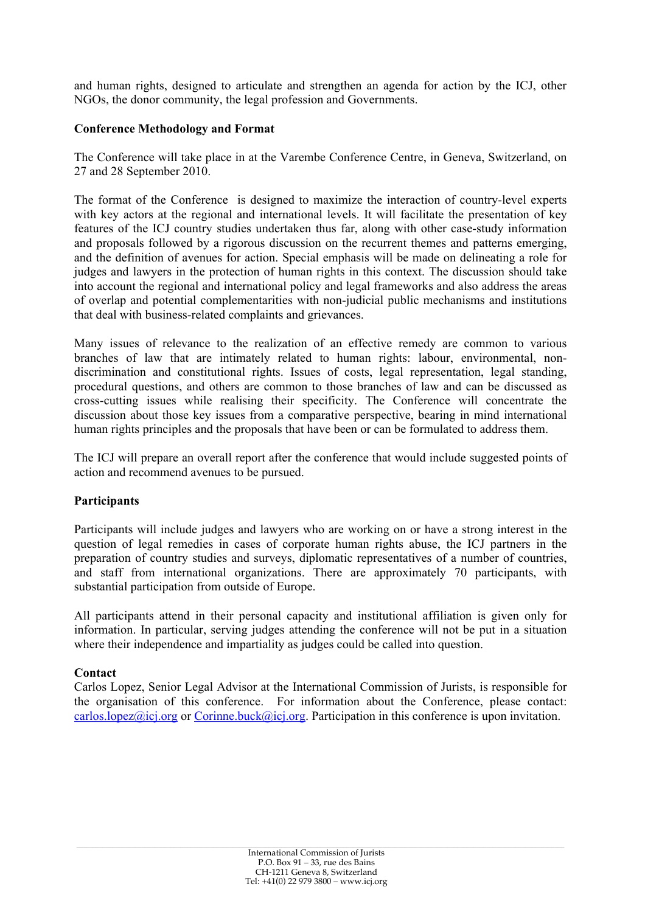and human rights, designed to articulate and strengthen an agenda for action by the ICJ, other NGOs, the donor community, the legal profession and Governments.

**Conference Methodology and Format**

The Conference will take place in at the Varembe Conference Centre, in Geneva, Switzerland, on 27 and 28 September 2010.

The format of the Conference is designed to maximize the interaction of country-level experts with key actors at the regional and international levels. It will facilitate the presentation of key features of the ICJ country studies undertaken thus far, along with other case-study information and proposals followed by a rigorous discussion on the recurrent themes and patterns emerging, and the definition of avenues for action. Special emphasis will be made on delineating a role for judges and lawyers in the protection of human rights in this context. The discussion should take into account the regional and international policy and legal frameworks and also address the areas of overlap and potential complementarities with non-judicial public mechanisms and institutions that deal with business-related complaints and grievances.

Many issues of relevance to the realization of an effective remedy are common to various branches of law that are intimately related to human rights: labour, environmental, non-discrimination and constitutional rights. Issues of costs, legal representation, legal standing, procedural questions, and others are common to those branches of law and can be discussed as cross-cutting issues while realising their specificity. The Conference will concentrate the discussion about those key issues from a comparative perspective, bearing in mind international human rights principles and the proposals that have been or can be formulated to address them.

The ICJ will prepare an overall report after the conference that would include suggested points of action and recommend avenues to be pursued.

**Participants**

Participants will include judges and lawyers who are working on or have a strong interest in the question of legal remedies in cases of corporate human rights abuse, the ICJ partners in the preparation of country studies and surveys, diplomatic representatives of a number of countries, and staff from international organizations. There are approximately 70 participants, with substantial participation from outside of Europe.

All participants attend in their personal capacity and institutional affiliation is given only for information. In particular, serving judges attending the conference will not be put in a situation where their independence and impartiality as judges could be called into question.

**Contact**

Carlos Lopez, Senior Legal Advisor at the International Commission of Jurists, is responsible for the organisation of this conference. For information about the Conference, please contact: carlos.lopez@icj.org or Corinne.buck@icj.org. Participation in this conference is upon invitation.

International Commission of Jurists
P.O. Box 91 – 33, rue des Bains
CH-1211 Geneva 8, Switzerland
Tel: +41(0) 22 979 3800 – www.icj.org